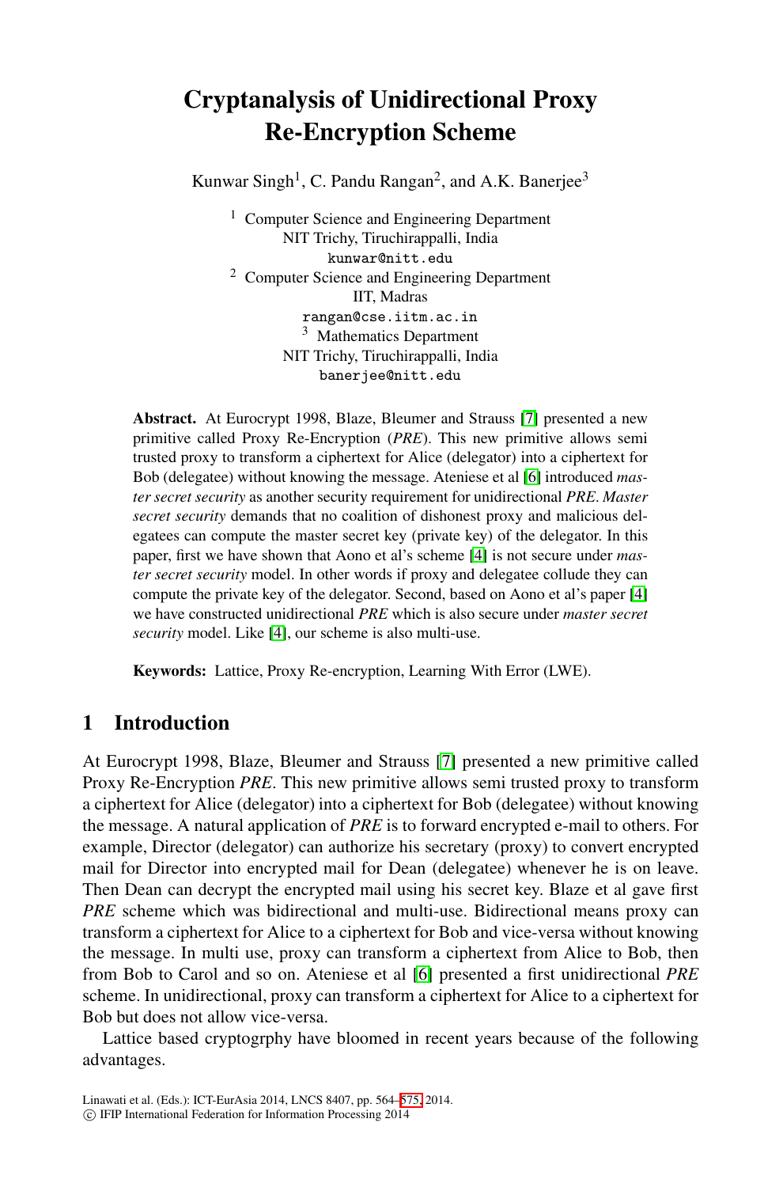# Cryptanalysis of Unidirectional Proxy Re-Encryption Scheme

Kunwar Singh[1], C. Pandu Rangan[2], and A.K. Banerjee[3]

[1] Computer Science and Engineering Department
NIT Trichy, Tiruchirappalli, India
kunwar@nitt.edu

[2] Computer Science and Engineering Department
IIT, Madras
rangan@cse.iitm.ac.in

[3] Mathematics Department
NIT Trichy, Tiruchirappalli, India
banerjee@nitt.edu

**Abstract.** At Eurocrypt 1998, Blaze, Bleumer and Strauss [7] presented a new primitive called Proxy Re-Encryption (*PRE*). This new primitive allows semi trusted proxy to transform a ciphertext for Alice (delegator) into a ciphertext for Bob (delegatee) without knowing the message. Ateniese et al [6] introduced *master secret security* as another security requirement for unidirectional *PRE*. *Master secret security* demands that no coalition of dishonest proxy and malicious delegatees can compute the master secret key (private key) of the delegator. In this paper, first we have shown that Aono et al's scheme [4] is not secure under *master secret security* model. In other words if proxy and delegatee collude they can compute the private key of the delegator. Second, based on Aono et al's paper [4] we have constructed unidirectional *PRE* which is also secure under *master secret security* model. Like [4], our scheme is also multi-use.

**Keywords:** Lattice, Proxy Re-encryption, Learning With Error (LWE).

## 1 Introduction

At Eurocrypt 1998, Blaze, Bleumer and Strauss [7] presented a new primitive called Proxy Re-Encryption *PRE*. This new primitive allows semi trusted proxy to transform a ciphertext for Alice (delegator) into a ciphertext for Bob (delegatee) without knowing the message. A natural application of *PRE* is to forward encrypted e-mail to others. For example, Director (delegator) can authorize his secretary (proxy) to convert encrypted mail for Director into encrypted mail for Dean (delegatee) whenever he is on leave. Then Dean can decrypt the encrypted mail using his secret key. Blaze et al gave first *PRE* scheme which was bidirectional and multi-use. Bidirectional means proxy can transform a ciphertext for Alice to a ciphertext for Bob and vice-versa without knowing the message. In multi use, proxy can transform a ciphertext from Alice to Bob, then from Bob to Carol and so on. Ateniese et al [6] presented a first unidirectional *PRE* scheme. In unidirectional, proxy can transform a ciphertext for Alice to a ciphertext for Bob but does not allow vice-versa.

Lattice based cryptogrphy have bloomed in recent years because of the following advantages.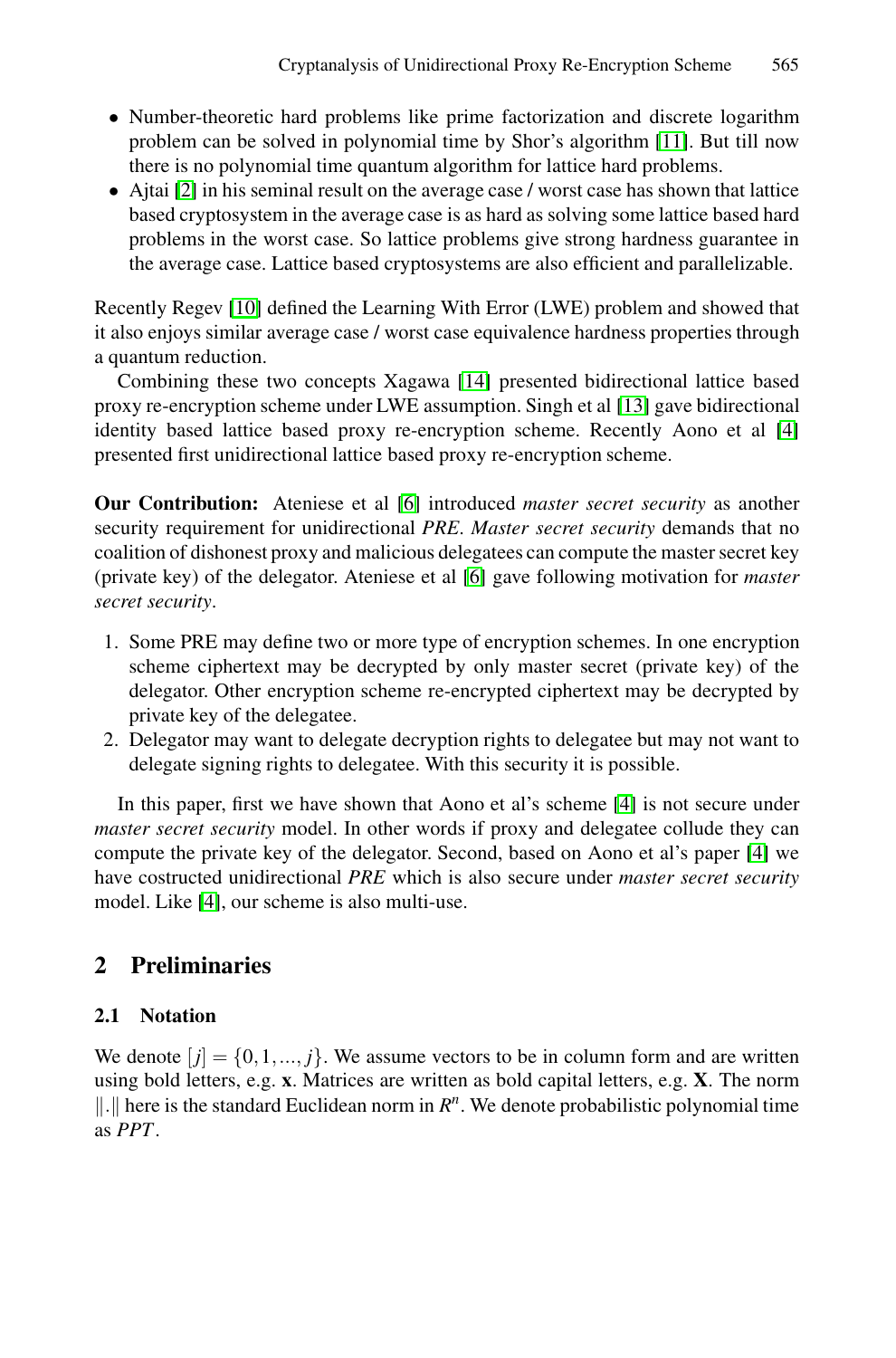- Number-theoretic hard problems like prime factorization and discrete logarithm problem can be solved in polynomial time by Shor's algorithm [11]. But till now there is no polynomial time quantum algorithm for lattice hard problems.
- Ajtai [2] in his seminal result on the average case / worst case has shown that lattice based cryptosystem in the average case is as hard as solving some lattice based hard problems in the worst case. So lattice problems give strong hardness guarantee in the average case. Lattice based cryptosystems are also efficient and parallelizable.

Recently Regev [10] defined the Learning With Error (LWE) problem and showed that it also enjoys similar average case / worst case equivalence hardness properties through a quantum reduction.

Combining these two concepts Xagawa [14] presented bidirectional lattice based proxy re-encryption scheme under LWE assumption. Singh et al [13] gave bidirectional identity based lattice based proxy re-encryption scheme. Recently Aono et al [4] presented first unidirectional lattice based proxy re-encryption scheme.

**Our Contribution:** Ateniese et al [6] introduced *master secret security* as another security requirement for unidirectional *PRE*. *Master secret security* demands that no coalition of dishonest proxy and malicious delegatees can compute the master secret key (private key) of the delegator. Ateniese et al [6] gave following motivation for *master secret security*.

1. Some PRE may define two or more type of encryption schemes. In one encryption scheme ciphertext may be decrypted by only master secret (private key) of the delegator. Other encryption scheme re-encrypted ciphertext may be decrypted by private key of the delegatee.
2. Delegator may want to delegate decryption rights to delegatee but may not want to delegate signing rights to delegatee. With this security it is possible.

In this paper, first we have shown that Aono et al's scheme [4] is not secure under *master secret security* model. In other words if proxy and delegatee collude they can compute the private key of the delegator. Second, based on Aono et al's paper [4] we have costructed unidirectional *PRE* which is also secure under *master secret security* model. Like [4], our scheme is also multi-use.

## 2 Preliminaries

### 2.1 Notation

We denote $[j] = \{0, 1, ..., j\}$. We assume vectors to be in column form and are written using bold letters, e.g. $\mathbf{x}$. Matrices are written as bold capital letters, e.g. $\mathbf{X}$. The norm $\|.\|$ here is the standard Euclidean norm in $R^n$. We denote probabilistic polynomial time as *PPT*.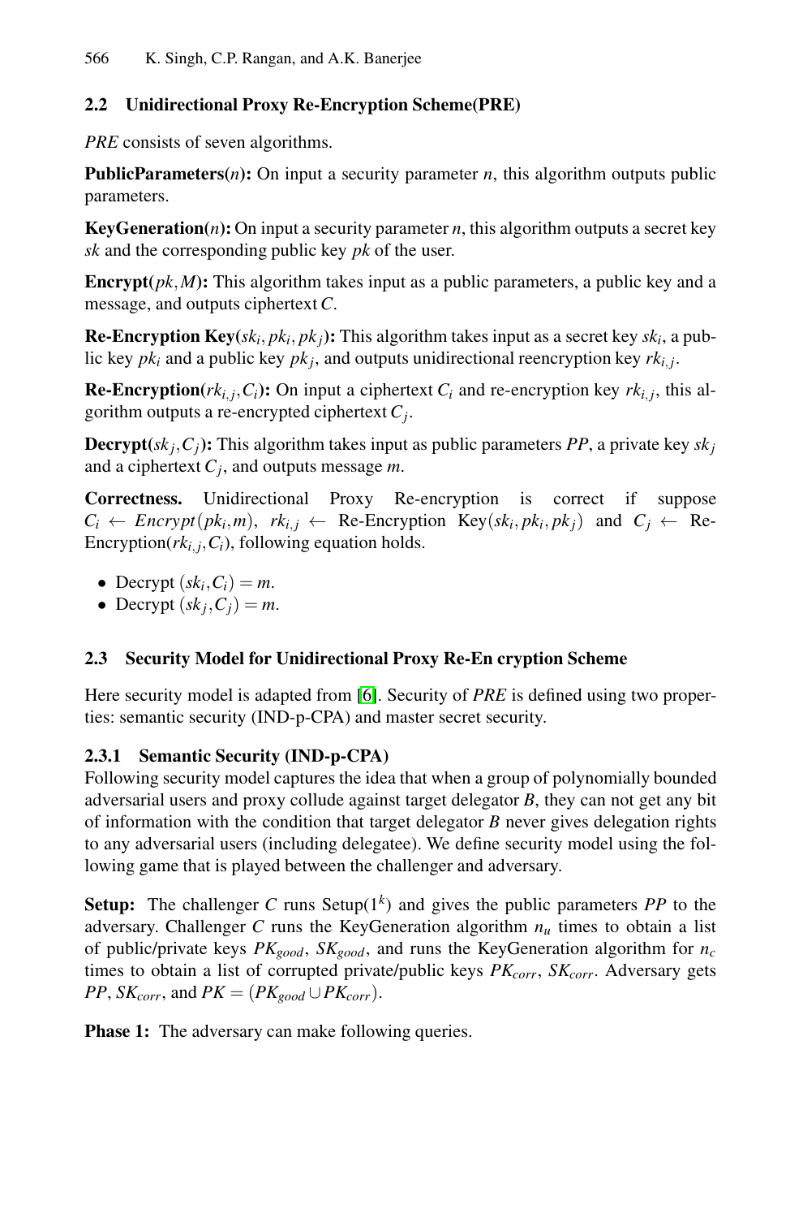## 2.2 Unidirectional Proxy Re-Encryption Scheme(PRE)

*PRE* consists of seven algorithms.

**PublicParameters($n$):** On input a security parameter $n$, this algorithm outputs public parameters.

**KeyGeneration($n$):** On input a security parameter $n$, this algorithm outputs a secret key $sk$ and the corresponding public key $pk$ of the user.

**Encrypt($pk, M$):** This algorithm takes input as a public parameters, a public key and a message, and outputs ciphertext $C$.

**Re-Encryption Key($sk_i, pk_i, pk_j$):** This algorithm takes input as a secret key $sk_i$, a public key $pk_i$ and a public key $pk_j$, and outputs unidirectional reencryption key $rk_{i,j}$.

**Re-Encryption($rk_{i,j}, C_i$):** On input a ciphertext $C_i$ and re-encryption key $rk_{i,j}$, this algorithm outputs a re-encrypted ciphertext $C_j$.

**Decrypt($sk_j, C_j$):** This algorithm takes input as public parameters $PP$, a private key $sk_j$ and a ciphertext $C_j$, and outputs message $m$.

**Correctness.** Unidirectional Proxy Re-encryption is correct if suppose $C_i \leftarrow Encrypt(pk_i, m)$, $rk_{i,j} \leftarrow$ Re-Encryption Key$(sk_i, pk_i, pk_j)$ and $C_j \leftarrow$ Re-Encryption$(rk_{i,j}, C_i)$, following equation holds.

- Decrypt $(sk_i, C_i) = m$.
- Decrypt $(sk_j, C_j) = m$.

## 2.3 Security Model for Unidirectional Proxy Re-En cryption Scheme

Here security model is adapted from [6]. Security of *PRE* is defined using two properties: semantic security (IND-p-CPA) and master secret security.

### 2.3.1 Semantic Security (IND-p-CPA)

Following security model captures the idea that when a group of polynomially bounded adversarial users and proxy collude against target delegator $B$, they can not get any bit of information with the condition that target delegator $B$ never gives delegation rights to any adversarial users (including delegatee). We define security model using the following game that is played between the challenger and adversary.

**Setup:** The challenger $C$ runs Setup$(1^k)$ and gives the public parameters $PP$ to the adversary. Challenger $C$ runs the KeyGeneration algorithm $n_u$ times to obtain a list of public/private keys $PK_{good}$, $SK_{good}$, and runs the KeyGeneration algorithm for $n_c$ times to obtain a list of corrupted private/public keys $PK_{corr}$, $SK_{corr}$. Adversary gets $PP$, $SK_{corr}$, and $PK = (PK_{good} \cup PK_{corr})$.

**Phase 1:** The adversary can make following queries.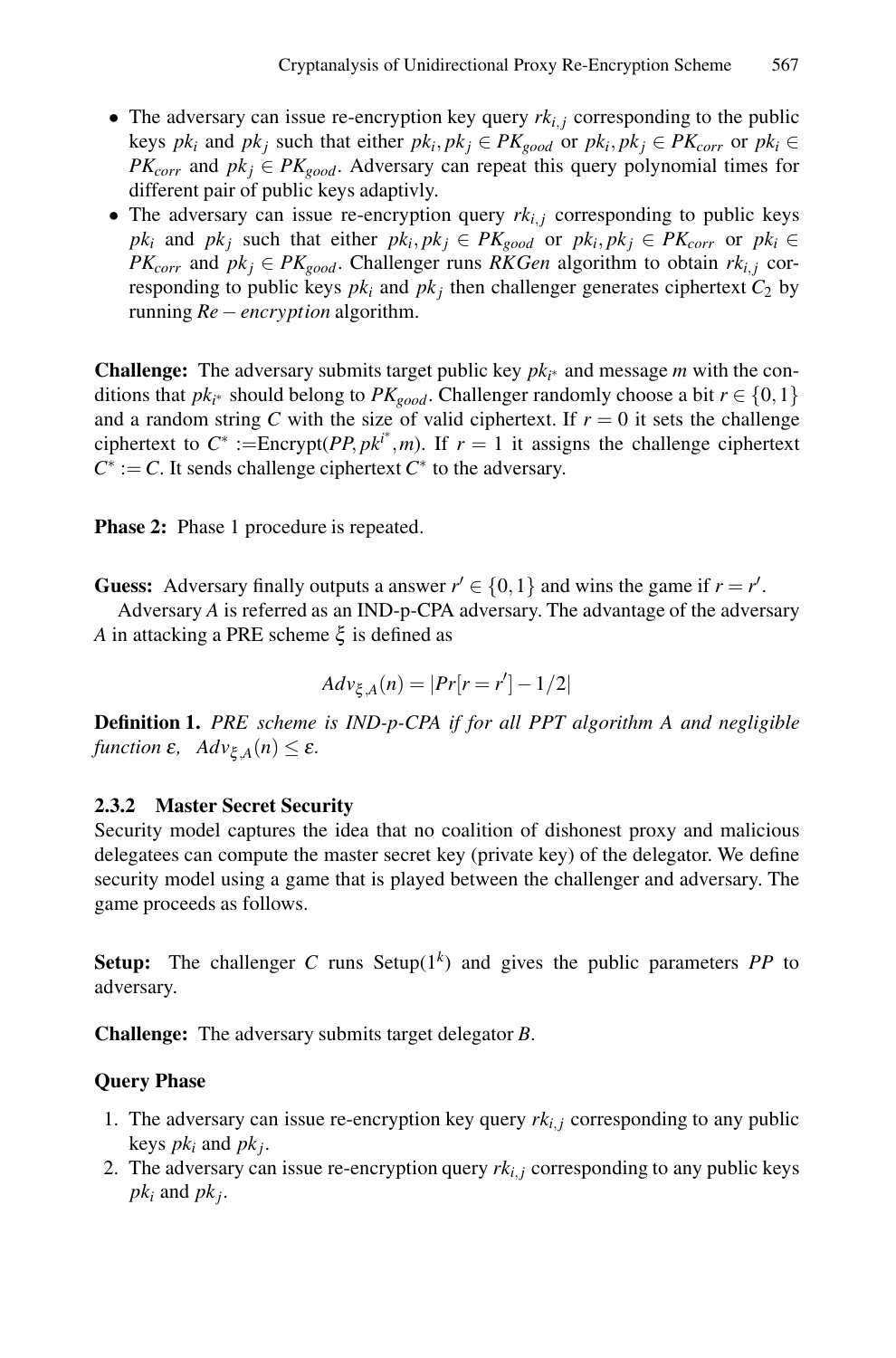- The adversary can issue re-encryption key query $rk_{i,j}$ corresponding to the public keys $pk_i$ and $pk_j$ such that either $pk_i, pk_j \in PK_{good}$ or $pk_i, pk_j \in PK_{corr}$ or $pk_i \in PK_{corr}$ and $pk_j \in PK_{good}$. Adversary can repeat this query polynomial times for different pair of public keys adaptivly.
- The adversary can issue re-encryption query $rk_{i,j}$ corresponding to public keys $pk_i$ and $pk_j$ such that either $pk_i, pk_j \in PK_{good}$ or $pk_i, pk_j \in PK_{corr}$ or $pk_i \in PK_{corr}$ and $pk_j \in PK_{good}$. Challenger runs *RKGen* algorithm to obtain $rk_{i,j}$ corresponding to public keys $pk_i$ and $pk_j$ then challenger generates ciphertext $C_2$ by running $Re-encryption$ algorithm.

**Challenge:** The adversary submits target public key $pk_{i^*}$ and message $m$ with the conditions that $pk_{i^*}$ should belong to $PK_{good}$. Challenger randomly choose a bit $r \in \{0,1\}$ and a random string $C$ with the size of valid ciphertext. If $r = 0$ it sets the challenge ciphertext to $C^* :=$Encrypt($PP, pk^{i^*}, m$). If $r = 1$ it assigns the challenge ciphertext $C^* := C$. It sends challenge ciphertext $C^*$ to the adversary.

**Phase 2:** Phase 1 procedure is repeated.

**Guess:** Adversary finally outputs a answer $r' \in \{0,1\}$ and wins the game if $r = r'$.

Adversary $A$ is referred as an IND-p-CPA adversary. The advantage of the adversary $A$ in attacking a PRE scheme $\xi$ is defined as

$$Adv_{\xi,A}(n) = |Pr[r = r'] - 1/2|$$

**Definition 1.** *PRE scheme is IND-p-CPA if for all PPT algorithm A and negligible function* $\varepsilon$, $Adv_{\xi,A}(n) \leq \varepsilon$.

### 2.3.2 Master Secret Security

Security model captures the idea that no coalition of dishonest proxy and malicious delegatees can compute the master secret key (private key) of the delegator. We define security model using a game that is played between the challenger and adversary. The game proceeds as follows.

**Setup:** The challenger $C$ runs Setup($1^k$) and gives the public parameters $PP$ to adversary.

**Challenge:** The adversary submits target delegator $B$.

**Query Phase**

1. The adversary can issue re-encryption key query $rk_{i,j}$ corresponding to any public keys $pk_i$ and $pk_j$.
2. The adversary can issue re-encryption query $rk_{i,j}$ corresponding to any public keys $pk_i$ and $pk_j$.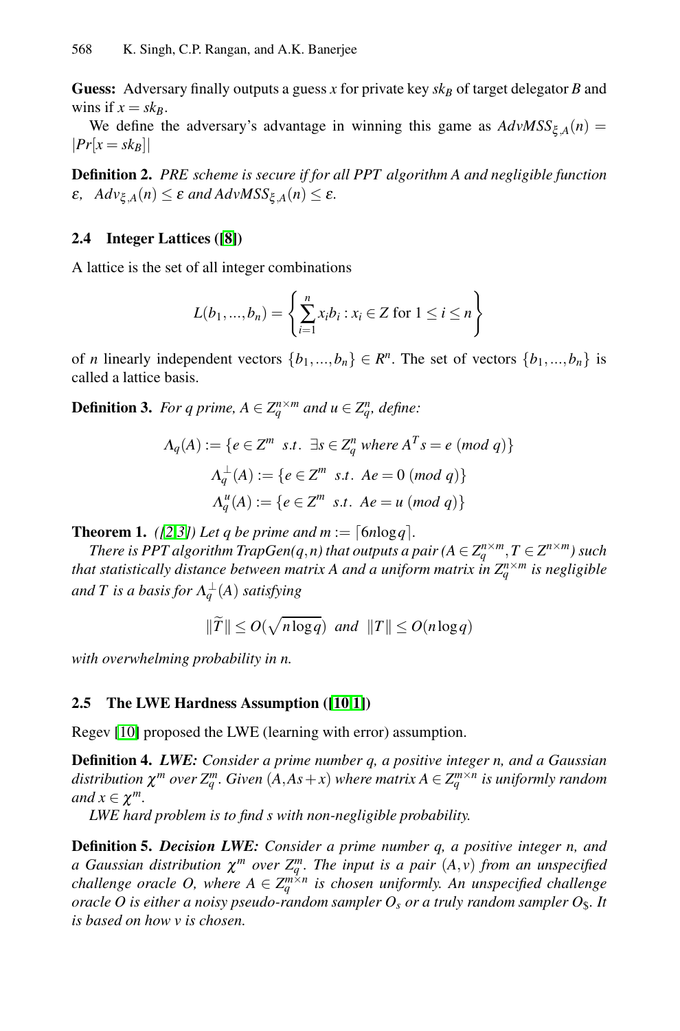**Guess:** Adversary finally outputs a guess $x$ for private key $sk_B$ of target delegator $B$ and wins if $x = sk_B$.

We define the adversary's advantage in winning this game as $AdvMSS_{\xi,A}(n) = |Pr[x = sk_B]|$

**Definition 2.** *PRE scheme is secure if for all PPT algorithm A and negligible function $\varepsilon$, $Adv_{\xi,A}(n) \leq \varepsilon$ and $AdvMSS_{\xi,A}(n) \leq \varepsilon$.*

### 2.4 Integer Lattices ([8])

A lattice is the set of all integer combinations

$$L(b_1,...,b_n) = \left\{ \sum_{i=1}^{n} x_i b_i : x_i \in Z \text{ for } 1 \leq i \leq n \right\}$$

of $n$ linearly independent vectors $\{b_1,...,b_n\} \in R^n$. The set of vectors $\{b_1,...,b_n\}$ is called a lattice basis.

**Definition 3.** *For q prime, $A \in Z_q^{n\times m}$ and $u \in Z_q^n$, define:*

$$\Lambda_q(A) := \{e \in Z^m \ \ s.t. \ \ \exists s \in Z_q^n \text{ where } A^T s = e \ (mod \ q)\}$$

$$\Lambda_q^{\perp}(A) := \{e \in Z^m \ \ s.t. \ \ Ae = 0 \ (mod \ q)\}$$

$$\Lambda_q^{u}(A) := \{e \in Z^m \ \ s.t. \ \ Ae = u \ (mod \ q)\}$$

**Theorem 1.** *([2,3]) Let q be prime and $m := \lceil 6n\log q \rceil$.*

*There is PPT algorithm TrapGen(q,n) that outputs a pair ($A \in Z_q^{n\times m}, T \in Z^{n\times m}$) such that statistically distance between matrix A and a uniform matrix in $Z_q^{n\times m}$ is negligible and T is a basis for $\Lambda_q^{\perp}(A)$ satisfying*

$$\|\widetilde{T}\| \leq O(\sqrt{n\log q}) \ \ and \ \ \|T\| \leq O(n\log q)$$

*with overwhelming probability in n.*

### 2.5 The LWE Hardness Assumption ([10,1])

Regev [10] proposed the LWE (learning with error) assumption.

**Definition 4.** ***LWE:** Consider a prime number q, a positive integer n, and a Gaussian distribution $\chi^m$ over $Z_q^m$. Given $(A, As + x)$ where matrix $A \in Z_q^{m\times n}$ is uniformly random and $x \in \chi^m$.*

*LWE hard problem is to find s with non-negligible probability.*

**Definition 5.** ***Decision LWE:** Consider a prime number q, a positive integer n, and a Gaussian distribution $\chi^m$ over $Z_q^m$. The input is a pair $(A, v)$ from an unspecified challenge oracle O, where $A \in Z_q^{m\times n}$ is chosen uniformly. An unspecified challenge oracle O is either a noisy pseudo-random sampler $O_s$ or a truly random sampler $O_\$$. It is based on how v is chosen.*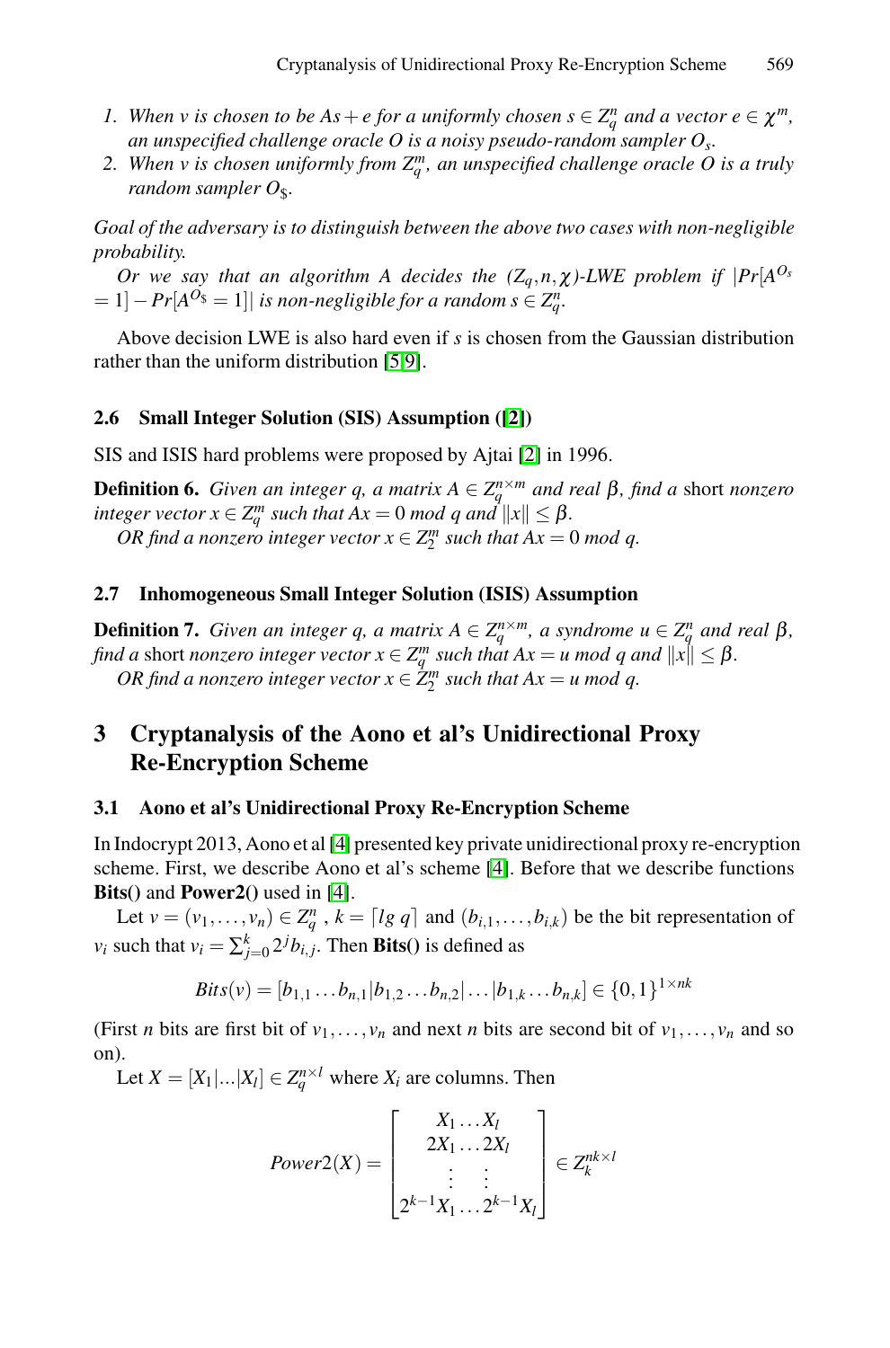1. *When $v$ is chosen to be $As+e$ for a uniformly chosen $s \in Z_q^n$ and a vector $e \in \chi^m$, an unspecified challenge oracle $O$ is a noisy pseudo-random sampler $O_s$.*
2. *When $v$ is chosen uniformly from $Z_q^m$, an unspecified challenge oracle $O$ is a truly random sampler $O_\$$.*

*Goal of the adversary is to distinguish between the above two cases with non-negligible probability.*

*Or we say that an algorithm A decides the $(Z_q,n,\chi)$-LWE problem if $|Pr[A^{O_s} = 1] - Pr[A^{O_\$} = 1]|$ is non-negligible for a random $s \in Z_q^n$.*

Above decision LWE is also hard even if $s$ is chosen from the Gaussian distribution rather than the uniform distribution [5,9].

### 2.6 Small Integer Solution (SIS) Assumption ([2])

SIS and ISIS hard problems were proposed by Ajtai [2] in 1996.

**Definition 6.** *Given an integer $q$, a matrix $A \in Z_q^{n\times m}$ and real $\beta$, find a* short *nonzero integer vector $x \in Z_q^m$ such that $Ax = 0$ mod $q$ and $\|x\| \leq \beta$.*
*OR find a nonzero integer vector $x \in Z_2^m$ such that $Ax = 0$ mod $q$.*

### 2.7 Inhomogeneous Small Integer Solution (ISIS) Assumption

**Definition 7.** *Given an integer $q$, a matrix $A \in Z_q^{n\times m}$, a syndrome $u \in Z_q^n$ and real $\beta$, find a* short *nonzero integer vector $x \in Z_q^m$ such that $Ax = u$ mod $q$ and $\|x\| \leq \beta$.*
*OR find a nonzero integer vector $x \in Z_2^m$ such that $Ax = u$ mod $q$.*

## 3 Cryptanalysis of the Aono et al's Unidirectional Proxy Re-Encryption Scheme

### 3.1 Aono et al's Unidirectional Proxy Re-Encryption Scheme

In Indocrypt 2013, Aono et al [4] presented key private unidirectional proxy re-encryption scheme. First, we describe Aono et al's scheme [4]. Before that we describe functions **Bits()** and **Power2()** used in [4].

Let $v = (v_1,\ldots,v_n) \in Z_q^n$ , $k = \lceil lg\ q \rceil$ and $(b_{i,1},\ldots,b_{i,k})$ be the bit representation of $v_i$ such that $v_i = \sum_{j=0}^{k} 2^j b_{i,j}$. Then **Bits()** is defined as

$$Bits(v) = [b_{1,1}\ldots b_{n,1}|b_{1,2}\ldots b_{n,2}|\ldots|b_{1,k}\ldots b_{n,k}] \in \{0,1\}^{1\times nk}$$

(First $n$ bits are first bit of $v_1,\ldots,v_n$ and next $n$ bits are second bit of $v_1,\ldots,v_n$ and so on).

Let $X = [X_1|\ldots|X_l] \in Z_q^{n\times l}$ where $X_i$ are columns. Then

$$Power2(X) = \begin{bmatrix} X_1 \ldots X_l \\ 2X_1 \ldots 2X_l \\ \vdots \quad \vdots \\ 2^{k-1}X_1 \ldots 2^{k-1}X_l \end{bmatrix} \in Z_k^{nk\times l}$$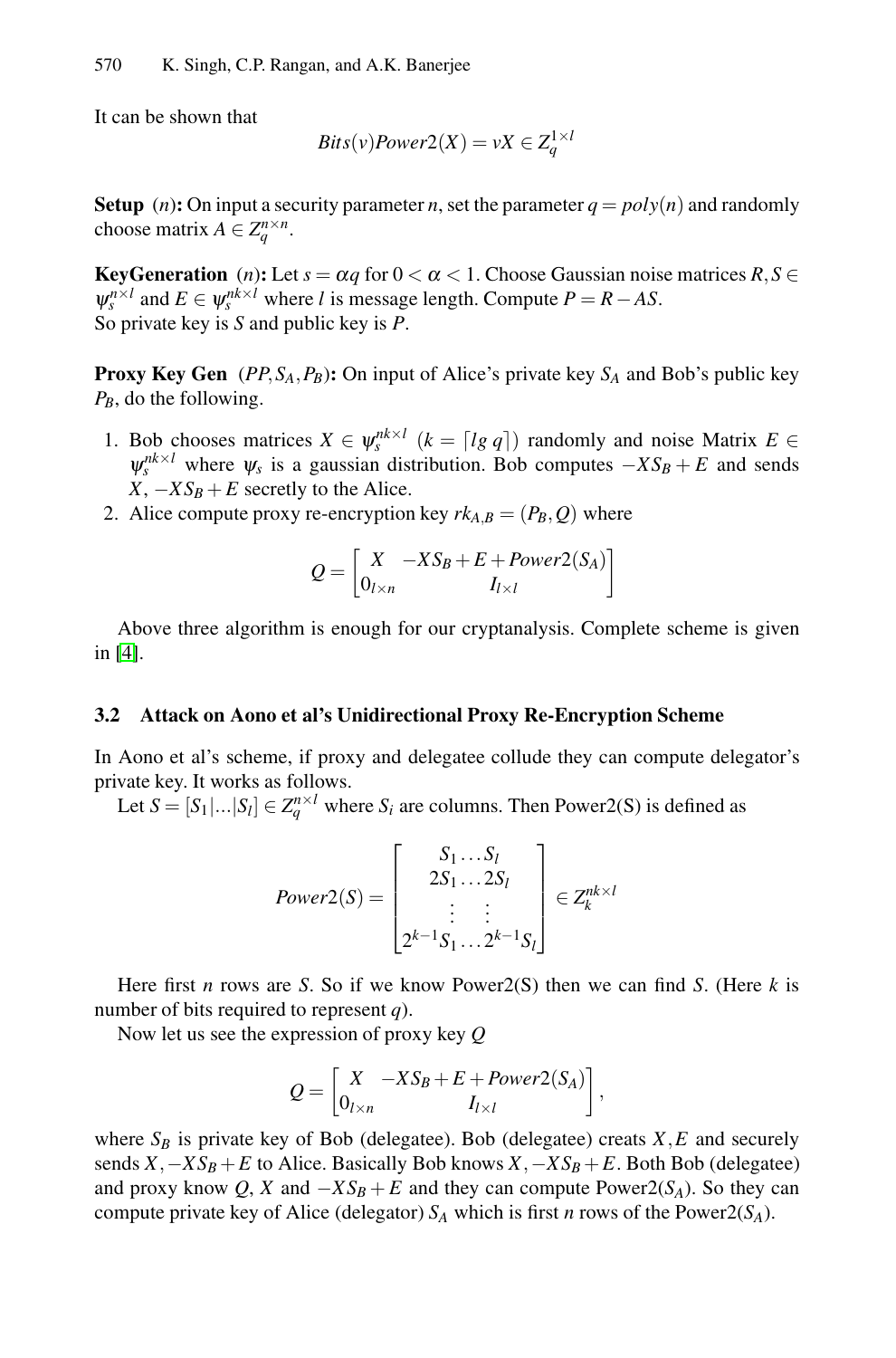It can be shown that

$$Bits(v)Power2(X) = vX \in Z_q^{1\times l}$$

**Setup** $(n)$**:** On input a security parameter $n$, set the parameter $q = poly(n)$ and randomly choose matrix $A \in Z_q^{n\times n}$.

**KeyGeneration** $(n)$**:** Let $s = \alpha q$ for $0 < \alpha < 1$. Choose Gaussian noise matrices $R, S \in \psi_s^{n\times l}$ and $E \in \psi_s^{nk\times l}$ where $l$ is message length. Compute $P = R - AS$.
So private key is $S$ and public key is $P$.

**Proxy Key Gen** $(PP, S_A, P_B)$**:** On input of Alice's private key $S_A$ and Bob's public key $P_B$, do the following.

1. Bob chooses matrices $X \in \psi_s^{nk\times l}$ $(k = \lceil lg\ q \rceil)$ randomly and noise Matrix $E \in \psi_s^{nk\times l}$ where $\psi_s$ is a gaussian distribution. Bob computes $-XS_B + E$ and sends $X, -XS_B + E$ secretly to the Alice.
2. Alice compute proxy re-encryption key $rk_{A,B} = (P_B, Q)$ where

$$Q = \begin{bmatrix} X & -XS_B + E + Power2(S_A) \\ 0_{l\times n} & I_{l\times l} \end{bmatrix}$$

Above three algorithm is enough for our cryptanalysis. Complete scheme is given in [4].

### 3.2 Attack on Aono et al's Unidirectional Proxy Re-Encryption Scheme

In Aono et al's scheme, if proxy and delegatee collude they can compute delegator's private key. It works as follows.

Let $S = [S_1|...|S_l] \in Z_q^{n\times l}$ where $S_i$ are columns. Then Power2(S) is defined as

$$Power2(S) = \begin{bmatrix} S_1 \dots S_l \\ 2S_1 \dots 2S_l \\ \vdots \quad \vdots \\ 2^{k-1}S_1 \dots 2^{k-1}S_l \end{bmatrix} \in Z_k^{nk\times l}$$

Here first $n$ rows are $S$. So if we know Power2(S) then we can find $S$. (Here $k$ is number of bits required to represent $q$).

Now let us see the expression of proxy key $Q$

$$Q = \begin{bmatrix} X & -XS_B + E + Power2(S_A) \\ 0_{l\times n} & I_{l\times l} \end{bmatrix},$$

where $S_B$ is private key of Bob (delegatee). Bob (delegatee) creats $X, E$ and securely sends $X, -XS_B + E$ to Alice. Basically Bob knows $X, -XS_B + E$. Both Bob (delegatee) and proxy know $Q$, $X$ and $-XS_B + E$ and they can compute Power2($S_A$). So they can compute private key of Alice (delegator) $S_A$ which is first $n$ rows of the Power2($S_A$).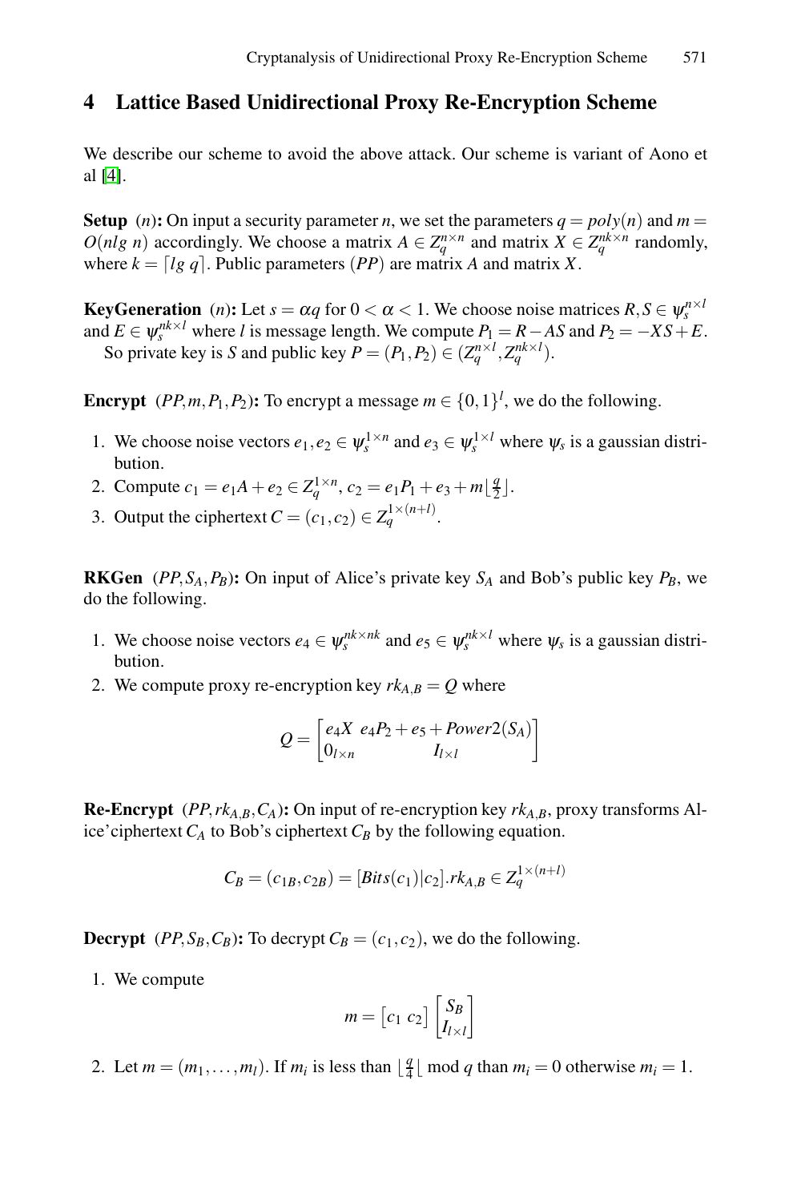## 4 Lattice Based Unidirectional Proxy Re-Encryption Scheme

We describe our scheme to avoid the above attack. Our scheme is variant of Aono et al [4].

**Setup** $(n)$**:** On input a security parameter $n$, we set the parameters $q = poly(n)$ and $m = O(nlg\ n)$ accordingly. We choose a matrix $A \in Z_q^{n \times n}$ and matrix $X \in Z_q^{nk \times n}$ randomly, where $k = \lceil lg\ q \rceil$. Public parameters $(PP)$ are matrix $A$ and matrix $X$.

**KeyGeneration** $(n)$**:** Let $s = \alpha q$ for $0 < \alpha < 1$. We choose noise matrices $R, S \in \psi_s^{n \times l}$ and $E \in \psi_s^{nk \times l}$ where $l$ is message length. We compute $P_1 = R - AS$ and $P_2 = -XS + E$.
So private key is $S$ and public key $P = (P_1, P_2) \in (Z_q^{n \times l}, Z_q^{nk \times l})$.

**Encrypt** $(PP, m, P_1, P_2)$**:** To encrypt a message $m \in \{0,1\}^l$, we do the following.

1. We choose noise vectors $e_1, e_2 \in \psi_s^{1 \times n}$ and $e_3 \in \psi_s^{1 \times l}$ where $\psi_s$ is a gaussian distribution.
2. Compute $c_1 = e_1 A + e_2 \in Z_q^{1 \times n}$, $c_2 = e_1 P_1 + e_3 + m \lfloor \frac{q}{2} \rfloor$.
3. Output the ciphertext $C = (c_1, c_2) \in Z_q^{1 \times (n+l)}$.

**RKGen** $(PP, S_A, P_B)$**:** On input of Alice's private key $S_A$ and Bob's public key $P_B$, we do the following.

1. We choose noise vectors $e_4 \in \psi_s^{nk \times nk}$ and $e_5 \in \psi_s^{nk \times l}$ where $\psi_s$ is a gaussian distribution.
2. We compute proxy re-encryption key $rk_{A,B} = Q$ where

$$Q = \begin{bmatrix} e_4 X & e_4 P_2 + e_5 + Power2(S_A) \\ 0_{l \times n} & I_{l \times l} \end{bmatrix}$$

**Re-Encrypt** $(PP, rk_{A,B}, C_A)$**:** On input of re-encryption key $rk_{A,B}$, proxy transforms Alice'ciphertext $C_A$ to Bob's ciphertext $C_B$ by the following equation.

$$C_B = (c_{1B}, c_{2B}) = [Bits(c_1)|c_2].rk_{A,B} \in Z_q^{1 \times (n+l)}$$

**Decrypt** $(PP, S_B, C_B)$**:** To decrypt $C_B = (c_1, c_2)$, we do the following.

1. We compute

$$m = \begin{bmatrix} c_1 & c_2 \end{bmatrix} \begin{bmatrix} S_B \\ I_{l \times l} \end{bmatrix}$$

2. Let $m = (m_1, \ldots, m_l)$. If $m_i$ is less than $\lfloor \frac{q}{4} \lfloor$ mod $q$ than $m_i = 0$ otherwise $m_i = 1$.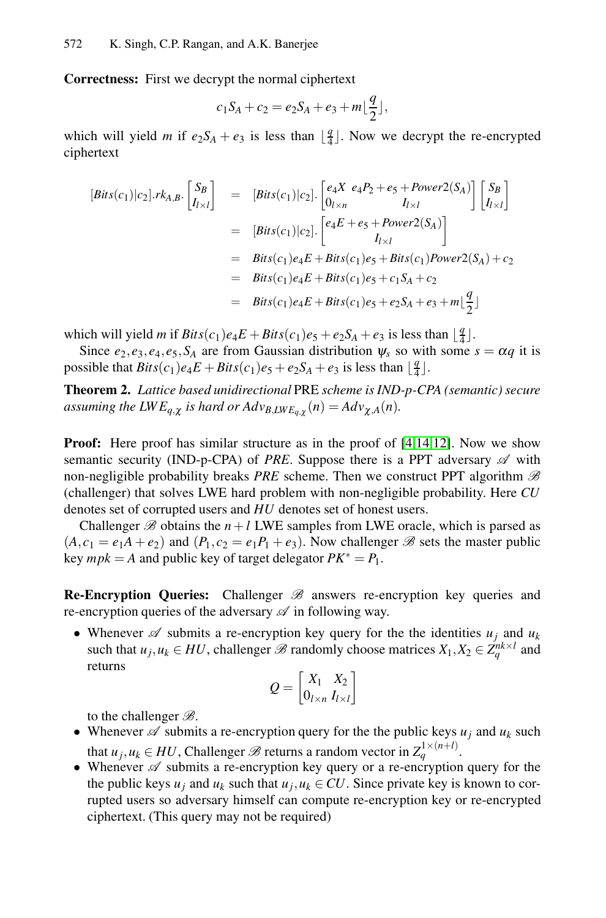**Correctness:** First we decrypt the normal ciphertext

$$c_1 S_A + c_2 = e_2 S_A + e_3 + m\lfloor \frac{q}{2} \rfloor,$$

which will yield $m$ if $e_2 S_A + e_3$ is less than $\lfloor \frac{q}{4} \rfloor$. Now we decrypt the re-encrypted ciphertext

$$
\begin{aligned}
[Bits(c_1)|c_2].rk_{A,B}.\begin{bmatrix} S_B \\ I_{l\times l} \end{bmatrix} &= [Bits(c_1)|c_2].\begin{bmatrix} e_4X & e_4P_2 + e_5 + Power2(S_A) \\ 0_{l\times n} & I_{l\times l} \end{bmatrix}\begin{bmatrix} S_B \\ I_{l\times l} \end{bmatrix} \\
&= [Bits(c_1)|c_2].\begin{bmatrix} e_4E + e_5 + Power2(S_A) \\ I_{l\times l} \end{bmatrix} \\
&= Bits(c_1)e_4E + Bits(c_1)e_5 + Bits(c_1)Power2(S_A) + c_2 \\
&= Bits(c_1)e_4E + Bits(c_1)e_5 + c_1S_A + c_2 \\
&= Bits(c_1)e_4E + Bits(c_1)e_5 + e_2S_A + e_3 + m\lfloor \frac{q}{2} \rfloor
\end{aligned}
$$

which will yield $m$ if $Bits(c_1)e_4E + Bits(c_1)e_5 + e_2S_A + e_3$ is less than $\lfloor \frac{q}{4} \rfloor$.

Since $e_2, e_3, e_4, e_5, S_A$ are from Gaussian distribution $\psi_s$ so with some $s = \alpha q$ it is possible that $Bits(c_1)e_4E + Bits(c_1)e_5 + e_2S_A + e_3$ is less than $\lfloor \frac{q}{4} \rfloor$.

**Theorem 2.** *Lattice based unidirectional* PRE *scheme is IND-p-CPA (semantic) secure assuming the $LWE_{q,\chi}$ is hard or $Adv_{B,LWE_{q,\chi}}(n) = Adv_{\chi,A}(n)$.*

**Proof:** Here proof has similar structure as in the proof of [4,14,12]. Now we show semantic security (IND-p-CPA) of *PRE*. Suppose there is a PPT adversary $\mathscr{A}$ with non-negligible probability breaks *PRE* scheme. Then we construct PPT algorithm $\mathscr{B}$ (challenger) that solves LWE hard problem with non-negligible probability. Here *CU* denotes set of corrupted users and *HU* denotes set of honest users.

Challenger $\mathscr{B}$ obtains the $n+l$ LWE samples from LWE oracle, which is parsed as $(A, c_1 = e_1A + e_2)$ and $(P_1, c_2 = e_1P_1 + e_3)$. Now challenger $\mathscr{B}$ sets the master public key $mpk = A$ and public key of target delegator $PK^* = P_1$.

**Re-Encryption Queries:** Challenger $\mathscr{B}$ answers re-encryption key queries and re-encryption queries of the adversary $\mathscr{A}$ in following way.

- Whenever $\mathscr{A}$ submits a re-encryption key query for the the identities $u_j$ and $u_k$ such that $u_j, u_k \in HU$, challenger $\mathscr{B}$ randomly choose matrices $X_1, X_2 \in Z_q^{nk\times l}$ and returns

$$Q = \begin{bmatrix} X_1 & X_2 \\ 0_{l\times n} & I_{l\times l} \end{bmatrix}$$

  to the challenger $\mathscr{B}$.
- Whenever $\mathscr{A}$ submits a re-encryption query for the the public keys $u_j$ and $u_k$ such that $u_j, u_k \in HU$, Challenger $\mathscr{B}$ returns a random vector in $Z_q^{1\times(n+l)}$.
- Whenever $\mathscr{A}$ submits a re-encryption key query or a re-encryption query for the the public keys $u_j$ and $u_k$ such that $u_j, u_k \in CU$. Since private key is known to corrupted users so adversary himself can compute re-encryption key or re-encrypted ciphertext. (This query may not be required)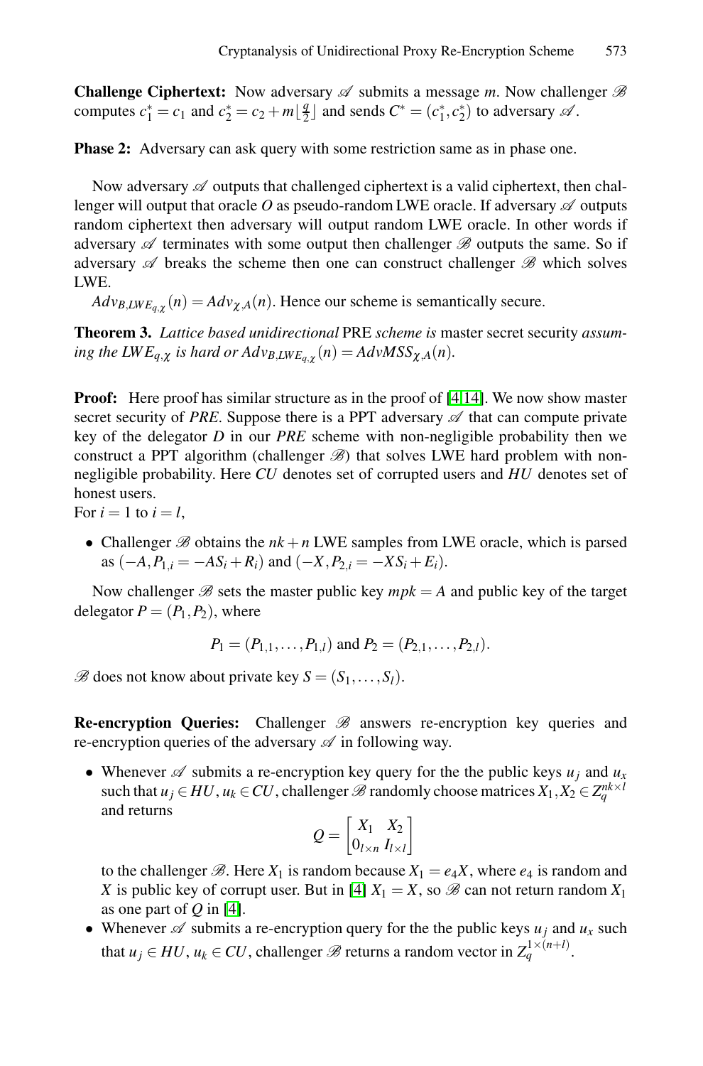**Challenge Ciphertext:** Now adversary $\mathscr{A}$ submits a message $m$. Now challenger $\mathscr{B}$ computes $c_1^* = c_1$ and $c_2^* = c_2 + m\lfloor \frac{q}{2} \rfloor$ and sends $C^* = (c_1^*, c_2^*)$ to adversary $\mathscr{A}$.

**Phase 2:** Adversary can ask query with some restriction same as in phase one.

Now adversary $\mathscr{A}$ outputs that challenged ciphertext is a valid ciphertext, then challenger will output that oracle $O$ as pseudo-random LWE oracle. If adversary $\mathscr{A}$ outputs random ciphertext then adversary will output random LWE oracle. In other words if adversary $\mathscr{A}$ terminates with some output then challenger $\mathscr{B}$ outputs the same. So if adversary $\mathscr{A}$ breaks the scheme then one can construct challenger $\mathscr{B}$ which solves LWE.

$Adv_{B,LWE_{q,\chi}}(n) = Adv_{\chi,A}(n)$. Hence our scheme is semantically secure.

**Theorem 3.** *Lattice based unidirectional* PRE *scheme is* master secret security *assuming the $LWE_{q,\chi}$ is hard or $Adv_{B,LWE_{q,\chi}}(n) = AdvMSS_{\chi,A}(n)$.*

**Proof:** Here proof has similar structure as in the proof of [4,14]. We now show master secret security of *PRE*. Suppose there is a PPT adversary $\mathscr{A}$ that can compute private key of the delegator $D$ in our *PRE* scheme with non-negligible probability then we construct a PPT algorithm (challenger $\mathscr{B}$) that solves LWE hard problem with non-negligible probability. Here $CU$ denotes set of corrupted users and $HU$ denotes set of honest users.
For $i = 1$ to $i = l$,

- Challenger $\mathscr{B}$ obtains the $nk + n$ LWE samples from LWE oracle, which is parsed as $(-A, P_{1,i} = -AS_i + R_i)$ and $(-X, P_{2,i} = -XS_i + E_i)$.

Now challenger $\mathscr{B}$ sets the master public key $mpk = A$ and public key of the target delegator $P = (P_1, P_2)$, where

$$P_1 = (P_{1,1}, \ldots, P_{1,l}) \text{ and } P_2 = (P_{2,1}, \ldots, P_{2,l}).$$

$\mathscr{B}$ does not know about private key $S = (S_1, \ldots, S_l)$.

**Re-encryption Queries:** Challenger $\mathscr{B}$ answers re-encryption key queries and re-encryption queries of the adversary $\mathscr{A}$ in following way.

- Whenever $\mathscr{A}$ submits a re-encryption key query for the the public keys $u_j$ and $u_x$ such that $u_j \in HU$, $u_k \in CU$, challenger $\mathscr{B}$ randomly choose matrices $X_1, X_2 \in Z_q^{nk \times l}$ and returns

$$Q = \begin{bmatrix} X_1 & X_2 \\ 0_{l \times n} & I_{l \times l} \end{bmatrix}$$

to the challenger $\mathscr{B}$. Here $X_1$ is random because $X_1 = e_4 X$, where $e_4$ is random and $X$ is public key of corrupt user. But in [4] $X_1 = X$, so $\mathscr{B}$ can not return random $X_1$ as one part of $Q$ in [4].
- Whenever $\mathscr{A}$ submits a re-encryption query for the the public keys $u_j$ and $u_x$ such that $u_j \in HU$, $u_k \in CU$, challenger $\mathscr{B}$ returns a random vector in $Z_q^{1 \times (n+l)}$.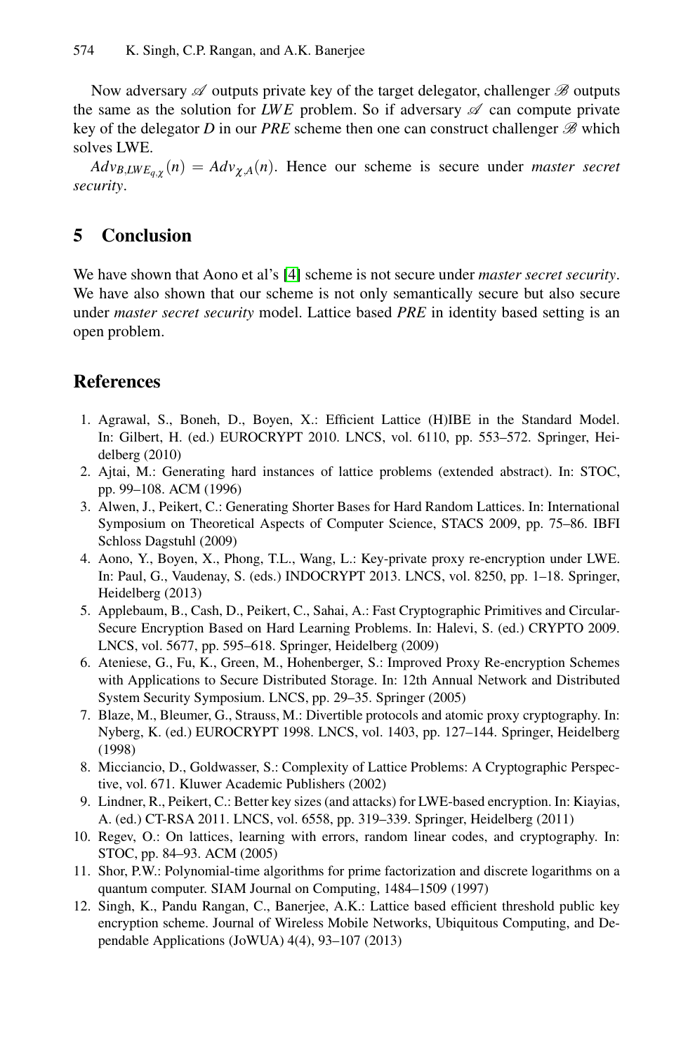Now adversary $\mathscr{A}$ outputs private key of the target delegator, challenger $\mathscr{B}$ outputs the same as the solution for *LWE* problem. So if adversary $\mathscr{A}$ can compute private key of the delegator *D* in our *PRE* scheme then one can construct challenger $\mathscr{B}$ which solves LWE.

$Adv_{B,LWE_{q,\chi}}(n) = Adv_{\chi,A}(n)$. Hence our scheme is secure under *master secret security*.

## 5 Conclusion

We have shown that Aono et al's [4] scheme is not secure under *master secret security*. We have also shown that our scheme is not only semantically secure but also secure under *master secret security* model. Lattice based *PRE* in identity based setting is an open problem.

## References

1. Agrawal, S., Boneh, D., Boyen, X.: Efficient Lattice (H)IBE in the Standard Model. In: Gilbert, H. (ed.) EUROCRYPT 2010. LNCS, vol. 6110, pp. 553–572. Springer, Heidelberg (2010)
2. Ajtai, M.: Generating hard instances of lattice problems (extended abstract). In: STOC, pp. 99–108. ACM (1996)
3. Alwen, J., Peikert, C.: Generating Shorter Bases for Hard Random Lattices. In: International Symposium on Theoretical Aspects of Computer Science, STACS 2009, pp. 75–86. IBFI Schloss Dagstuhl (2009)
4. Aono, Y., Boyen, X., Phong, T.L., Wang, L.: Key-private proxy re-encryption under LWE. In: Paul, G., Vaudenay, S. (eds.) INDOCRYPT 2013. LNCS, vol. 8250, pp. 1–18. Springer, Heidelberg (2013)
5. Applebaum, B., Cash, D., Peikert, C., Sahai, A.: Fast Cryptographic Primitives and Circular-Secure Encryption Based on Hard Learning Problems. In: Halevi, S. (ed.) CRYPTO 2009. LNCS, vol. 5677, pp. 595–618. Springer, Heidelberg (2009)
6. Ateniese, G., Fu, K., Green, M., Hohenberger, S.: Improved Proxy Re-encryption Schemes with Applications to Secure Distributed Storage. In: 12th Annual Network and Distributed System Security Symposium. LNCS, pp. 29–35. Springer (2005)
7. Blaze, M., Bleumer, G., Strauss, M.: Divertible protocols and atomic proxy cryptography. In: Nyberg, K. (ed.) EUROCRYPT 1998. LNCS, vol. 1403, pp. 127–144. Springer, Heidelberg (1998)
8. Micciancio, D., Goldwasser, S.: Complexity of Lattice Problems: A Cryptographic Perspective, vol. 671. Kluwer Academic Publishers (2002)
9. Lindner, R., Peikert, C.: Better key sizes (and attacks) for LWE-based encryption. In: Kiayias, A. (ed.) CT-RSA 2011. LNCS, vol. 6558, pp. 319–339. Springer, Heidelberg (2011)
10. Regev, O.: On lattices, learning with errors, random linear codes, and cryptography. In: STOC, pp. 84–93. ACM (2005)
11. Shor, P.W.: Polynomial-time algorithms for prime factorization and discrete logarithms on a quantum computer. SIAM Journal on Computing, 1484–1509 (1997)
12. Singh, K., Pandu Rangan, C., Banerjee, A.K.: Lattice based efficient threshold public key encryption scheme. Journal of Wireless Mobile Networks, Ubiquitous Computing, and Dependable Applications (JoWUA) 4(4), 93–107 (2013)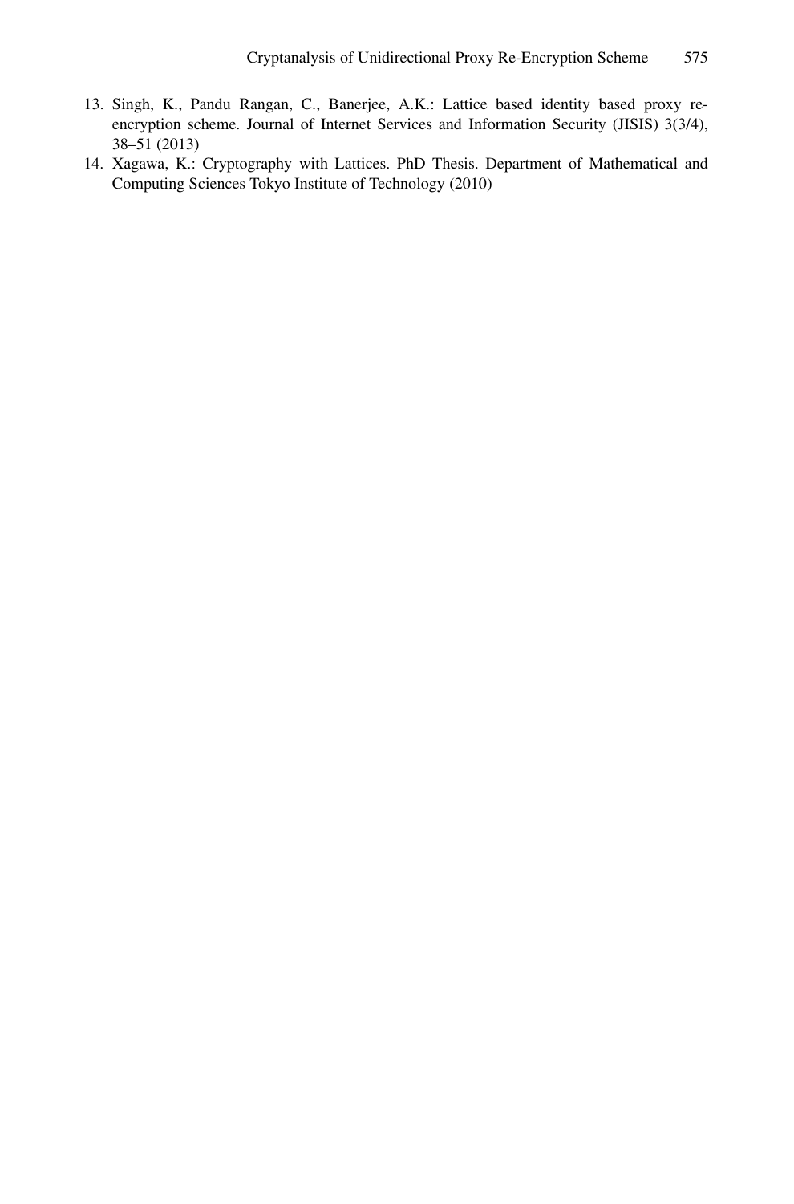13. Singh, K., Pandu Rangan, C., Banerjee, A.K.: Lattice based identity based proxy re-encryption scheme. Journal of Internet Services and Information Security (JISIS) 3(3/4), 38–51 (2013)
14. Xagawa, K.: Cryptography with Lattices. PhD Thesis. Department of Mathematical and Computing Sciences Tokyo Institute of Technology (2010)